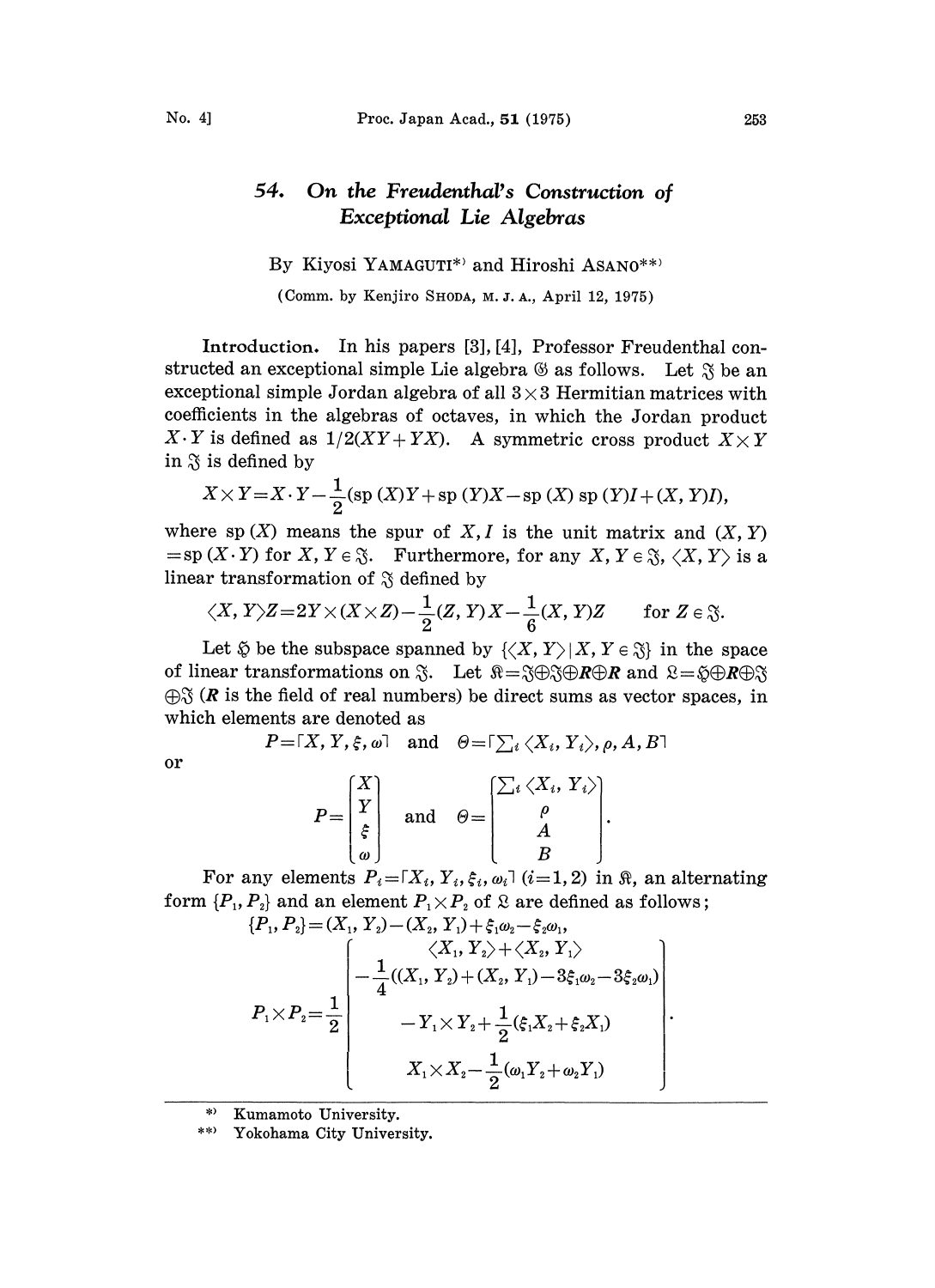# 54. On the Freudenthal's Construction of Exceptional Lie Algebras

By Kiyosi YAMAGUTI[*] and Hiroshi ASANO[**]

(Comm. by Kenjiro SHODA, M. J. A., April 12, 1975)

**Introduction.** In his papers [3], [4], Professor Freudenthal constructed an exceptional simple Lie algebra $\mathfrak{G}$ as follows. Let $\mathfrak{J}$ be an exceptional simple Jordan algebra of all $3\times 3$ Hermitian matrices with coefficients in the algebras of octaves, in which the Jordan product $X\cdot Y$ is defined as $1/2(XY+YX)$. A symmetric cross product $X\times Y$ in $\mathfrak{J}$ is defined by

$$X\times Y = X\cdot Y - \frac{1}{2}(\mathrm{sp}\,(X)Y + \mathrm{sp}\,(Y)X - \mathrm{sp}\,(X)\,\mathrm{sp}\,(Y)I + (X,Y)I),$$

where $\mathrm{sp}\,(X)$ means the spur of $X, I$ is the unit matrix and $(X,Y) = \mathrm{sp}\,(X\cdot Y)$ for $X, Y \in \mathfrak{J}$. Furthermore, for any $X, Y \in \mathfrak{J}$, $\langle X, Y\rangle$ is a linear transformation of $\mathfrak{J}$ defined by

$$\langle X, Y\rangle Z = 2Y\times(X\times Z) - \frac{1}{2}(Z,Y)X - \frac{1}{6}(X,Y)Z \qquad \text{for } Z\in\mathfrak{J}.$$

Let $\mathfrak{H}$ be the subspace spanned by $\{\langle X, Y\rangle \mid X, Y\in\mathfrak{J}\}$ in the space of linear transformations on $\mathfrak{J}$. Let $\mathfrak{K} = \mathfrak{J}\oplus\mathfrak{J}\oplus\boldsymbol{R}\oplus\boldsymbol{R}$ and $\mathfrak{L} = \mathfrak{H}\oplus\boldsymbol{R}\oplus\mathfrak{J}\oplus\mathfrak{J}$ ($\boldsymbol{R}$ is the field of real numbers) be direct sums as vector spaces, in which elements are denoted as

$$P = \ulcorner X, Y, \xi, \omega\urcorner \quad \text{and} \quad \Theta = \ulcorner \textstyle\sum_i \langle X_i, Y_i\rangle, \rho, A, B\urcorner$$

or

$$P = \begin{bmatrix} X \\ Y \\ \xi \\ \omega \end{bmatrix} \quad \text{and} \quad \Theta = \begin{bmatrix} \sum_i \langle X_i, Y_i\rangle \\ \rho \\ A \\ B \end{bmatrix}.$$

For any elements $P_i = \ulcorner X_i, Y_i, \xi_i, \omega_i\urcorner$ $(i=1,2)$ in $\mathfrak{K}$, an alternating form $\{P_1, P_2\}$ and an element $P_1\times P_2$ of $\mathfrak{L}$ are defined as follows;

$$\{P_1, P_2\} = (X_1, Y_2) - (X_2, Y_1) + \xi_1\omega_2 - \xi_2\omega_1,$$

$$P_1\times P_2 = \frac{1}{2}\begin{bmatrix} \langle X_1, Y_2\rangle + \langle X_2, Y_1\rangle \\ -\frac{1}{4}((X_1, Y_2) + (X_2, Y_1) - 3\xi_1\omega_2 - 3\xi_2\omega_1) \\ -Y_1\times Y_2 + \frac{1}{2}(\xi_1 X_2 + \xi_2 X_1) \\ X_1\times X_2 - \frac{1}{2}(\omega_1 Y_2 + \omega_2 Y_1) \end{bmatrix}.$$

---

[*] Kumamoto University.

[**] Yokohama City University.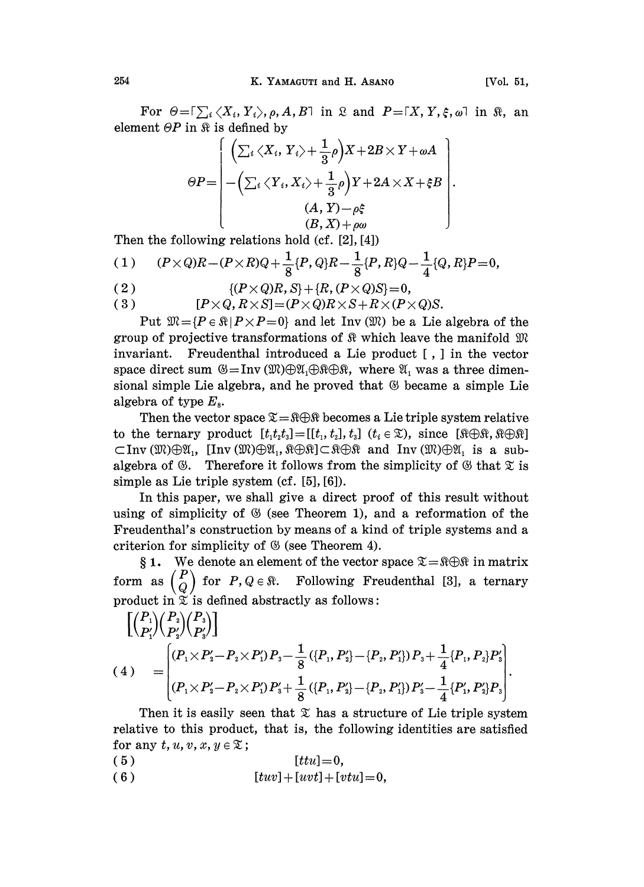For $\Theta=\ulcorner\sum_i\langle X_i, Y_i\rangle, \rho, A, B\urcorner$ in $\mathfrak{L}$ and $P=\ulcorner X, Y, \xi, \omega\urcorner$ in $\mathfrak{K}$, an element $\Theta P$ in $\mathfrak{K}$ is defined by

$$\Theta P=\begin{bmatrix} \left(\sum_i\langle X_i, Y_i\rangle+\frac{1}{3}\rho\right)X+2B\times Y+\omega A \\ -\left(\sum_i\langle Y_i, X_i\rangle+\frac{1}{3}\rho\right)Y+2A\times X+\xi B \\ (A, Y)-\rho\xi \\ (B, X)+\rho\omega \end{bmatrix}.$$

Then the following relations hold (cf. [2], [4])

$$(1)\qquad (P\times Q)R-(P\times R)Q+\frac{1}{8}\{P, Q\}R-\frac{1}{8}\{P, R\}Q-\frac{1}{4}\{Q, R\}P=0,$$

$$(2)\qquad \{(P\times Q)R, S\}+\{R, (P\times Q)S\}=0,$$

$$(3)\qquad [P\times Q, R\times S]=(P\times Q)R\times S+R\times(P\times Q)S.$$

Put $\mathfrak{M}=\{P\in\mathfrak{K}\,|\,P\times P=0\}$ and let Inv $(\mathfrak{M})$ be a Lie algebra of the group of projective transformations of $\mathfrak{K}$ which leave the manifold $\mathfrak{M}$ invariant. Freudenthal introduced a Lie product $[\ ,\ ]$ in the vector space direct sum $\mathfrak{G}=\text{Inv}\,(\mathfrak{M})\oplus\mathfrak{A}_1\oplus\mathfrak{K}\oplus\mathfrak{K}$, where $\mathfrak{A}_1$ was a three dimensional simple Lie algebra, and he proved that $\mathfrak{G}$ became a simple Lie algebra of type $E_8$.

Then the vector space $\mathfrak{T}=\mathfrak{K}\oplus\mathfrak{K}$ becomes a Lie triple system relative to the ternary product $[t_1t_2t_3]=[[t_1, t_2], t_3]$ $(t_i\in\mathfrak{T})$, since $[\mathfrak{K}\oplus\mathfrak{K}, \mathfrak{K}\oplus\mathfrak{K}]\subset\text{Inv}\,(\mathfrak{M})\oplus\mathfrak{A}_1$, $[\text{Inv}\,(\mathfrak{M})\oplus\mathfrak{A}_1, \mathfrak{K}\oplus\mathfrak{K}]\subset\mathfrak{K}\oplus\mathfrak{K}$ and $\text{Inv}\,(\mathfrak{M})\oplus\mathfrak{A}_1$ is a subalgebra of $\mathfrak{G}$. Therefore it follows from the simplicity of $\mathfrak{G}$ that $\mathfrak{T}$ is simple as Lie triple system (cf. [5], [6]).

In this paper, we shall give a direct proof of this result without using of simplicity of $\mathfrak{G}$ (see Theorem 1), and a reformation of the Freudenthal's construction by means of a kind of triple systems and a criterion for simplicity of $\mathfrak{G}$ (see Theorem 4).

§ 1. We denote an element of the vector space $\mathfrak{T}=\mathfrak{K}\oplus\mathfrak{K}$ in matrix form as $\begin{pmatrix}P\\Q\end{pmatrix}$ for $P, Q\in\mathfrak{K}$. Following Freudenthal [3], a ternary product in $\mathfrak{T}$ is defined abstractly as follows:

$$(4)\qquad \left[\begin{pmatrix}P_1\\P_1'\end{pmatrix}\begin{pmatrix}P_2\\P_2'\end{pmatrix}\begin{pmatrix}P_3\\P_3'\end{pmatrix}\right] =\begin{bmatrix}(P_1\times P_2'-P_2\times P_1')P_3-\frac{1}{8}(\{P_1, P_2'\}-\{P_2, P_1'\})P_3+\frac{1}{4}\{P_1, P_2\}P_3' \\ (P_1\times P_2'-P_2\times P_1')P_3'+\frac{1}{8}(\{P_1, P_2'\}-\{P_2, P_1'\})P_3'-\frac{1}{4}\{P_1', P_2'\}P_3\end{bmatrix}.$$

Then it is easily seen that $\mathfrak{T}$ has a structure of Lie triple system relative to this product, that is, the following identities are satisfied for any $t, u, v, x, y\in\mathfrak{T}$;

$$(5)\qquad [ttu]=0,$$

$$(6)\qquad [tuv]+[uvt]+[vtu]=0,$$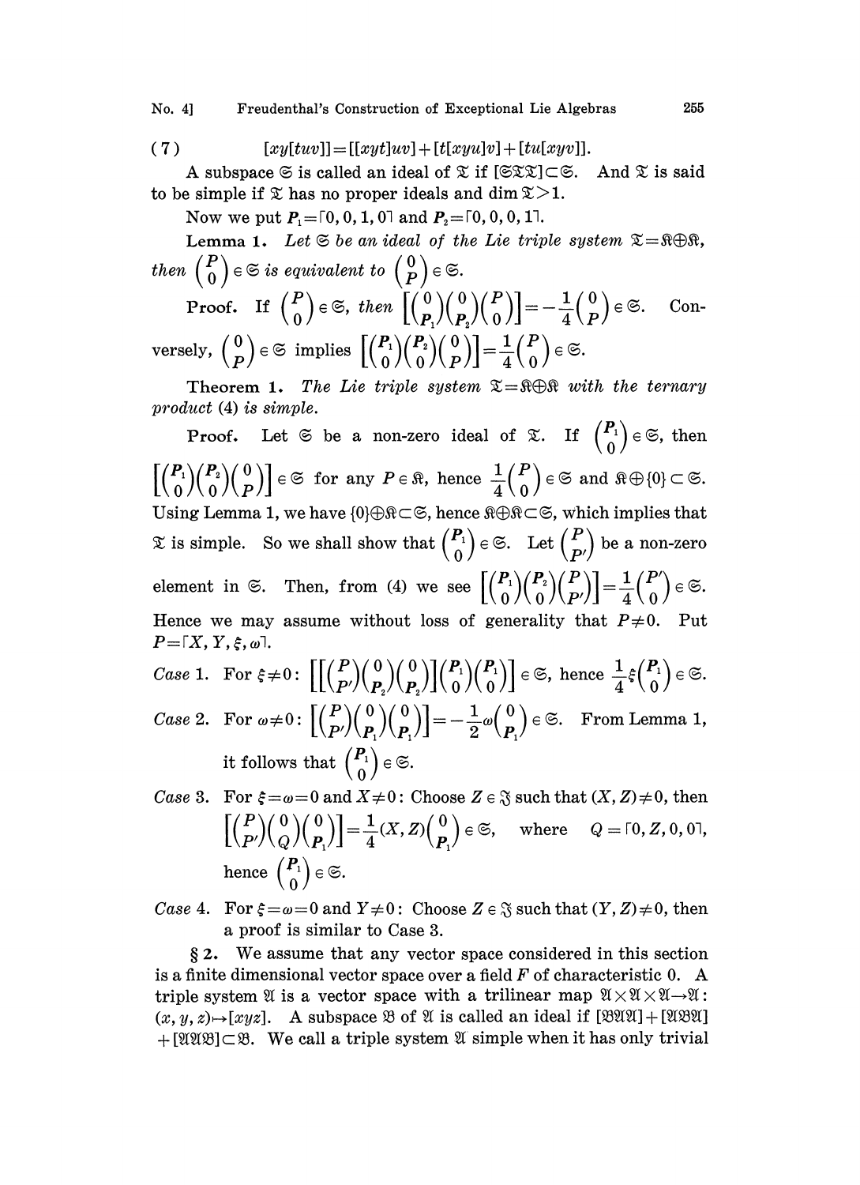$$(7) \qquad [xy[tuv]]=[[xyt]uv]+[t[xyu]v]+[tu[xyv]].$$

A subspace $\mathfrak{S}$ is called an ideal of $\mathfrak{T}$ if $[\mathfrak{S}\mathfrak{T}\mathfrak{T}]\subset\mathfrak{S}$. And $\mathfrak{T}$ is said to be simple if $\mathfrak{T}$ has no proper ideals and $\dim\mathfrak{T}>1$.

Now we put $P_1=\ulcorner 0,0,1,0\urcorner$ and $P_2=\ulcorner 0,0,0,1\urcorner$.

**Lemma 1.** *Let $\mathfrak{S}$ be an ideal of the Lie triple system $\mathfrak{T}=\mathfrak{K}\oplus\mathfrak{K}$, then $\begin{pmatrix}P\\0\end{pmatrix}\in\mathfrak{S}$ is equivalent to $\begin{pmatrix}0\\P\end{pmatrix}\in\mathfrak{S}$.*

**Proof.** If $\begin{pmatrix}P\\0\end{pmatrix}\in\mathfrak{S}$, then $\left[\begin{pmatrix}0\\P_1\end{pmatrix}\begin{pmatrix}0\\P_2\end{pmatrix}\begin{pmatrix}P\\0\end{pmatrix}\right]=-\frac{1}{4}\begin{pmatrix}0\\P\end{pmatrix}\in\mathfrak{S}$. Conversely, $\begin{pmatrix}0\\P\end{pmatrix}\in\mathfrak{S}$ implies $\left[\begin{pmatrix}P_1\\0\end{pmatrix}\begin{pmatrix}P_2\\0\end{pmatrix}\begin{pmatrix}0\\P\end{pmatrix}\right]=\frac{1}{4}\begin{pmatrix}P\\0\end{pmatrix}\in\mathfrak{S}$.

**Theorem 1.** *The Lie triple system $\mathfrak{T}=\mathfrak{K}\oplus\mathfrak{K}$ with the ternary product (4) is simple.*

**Proof.** Let $\mathfrak{S}$ be a non-zero ideal of $\mathfrak{T}$. If $\begin{pmatrix}P_1\\0\end{pmatrix}\in\mathfrak{S}$, then $\left[\begin{pmatrix}P_1\\0\end{pmatrix}\begin{pmatrix}P_2\\0\end{pmatrix}\begin{pmatrix}0\\P\end{pmatrix}\right]\in\mathfrak{S}$ for any $P\in\mathfrak{K}$, hence $\frac{1}{4}\begin{pmatrix}P\\0\end{pmatrix}\in\mathfrak{S}$ and $\mathfrak{K}\oplus\{0\}\subset\mathfrak{S}$. Using Lemma 1, we have $\{0\}\oplus\mathfrak{K}\subset\mathfrak{S}$, hence $\mathfrak{K}\oplus\mathfrak{K}\subset\mathfrak{S}$, which implies that $\mathfrak{T}$ is simple. So we shall show that $\begin{pmatrix}P_1\\0\end{pmatrix}\in\mathfrak{S}$. Let $\begin{pmatrix}P\\P'\end{pmatrix}$ be a non-zero element in $\mathfrak{S}$. Then, from (4) we see $\left[\begin{pmatrix}P_1\\0\end{pmatrix}\begin{pmatrix}P_2\\0\end{pmatrix}\begin{pmatrix}P\\P'\end{pmatrix}\right]=\frac{1}{4}\begin{pmatrix}P'\\0\end{pmatrix}\in\mathfrak{S}$. Hence we may assume without loss of generality that $P\neq 0$. Put $P=\ulcorner X,Y,\xi,\omega\urcorner$.

*Case* 1. For $\xi\neq 0$: $\left[\left[\begin{pmatrix}P\\P'\end{pmatrix}\begin{pmatrix}0\\P_2\end{pmatrix}\begin{pmatrix}0\\P_2\end{pmatrix}\right]\begin{pmatrix}P_1\\0\end{pmatrix}\begin{pmatrix}P_1\\0\end{pmatrix}\right]\in\mathfrak{S}$, hence $\frac{1}{4}\xi\begin{pmatrix}P_1\\0\end{pmatrix}\in\mathfrak{S}$.

*Case* 2. For $\omega\neq 0$: $\left[\begin{pmatrix}P\\P'\end{pmatrix}\begin{pmatrix}0\\P_1\end{pmatrix}\begin{pmatrix}0\\P_1\end{pmatrix}\right]=-\frac{1}{2}\omega\begin{pmatrix}0\\P_1\end{pmatrix}\in\mathfrak{S}$. From Lemma 1, it follows that $\begin{pmatrix}P_1\\0\end{pmatrix}\in\mathfrak{S}$.

*Case* 3. For $\xi=\omega=0$ and $X\neq 0$: Choose $Z\in\mathfrak{J}$ such that $(X,Z)\neq 0$, then $\left[\begin{pmatrix}P\\P'\end{pmatrix}\begin{pmatrix}0\\Q\end{pmatrix}\begin{pmatrix}0\\P_1\end{pmatrix}\right]=\frac{1}{4}(X,Z)\begin{pmatrix}0\\P_1\end{pmatrix}\in\mathfrak{S}$, where $Q=\ulcorner 0,Z,0,0\urcorner$, hence $\begin{pmatrix}P_1\\0\end{pmatrix}\in\mathfrak{S}$.

*Case* 4. For $\xi=\omega=0$ and $Y\neq 0$: Choose $Z\in\mathfrak{J}$ such that $(Y,Z)\neq 0$, then a proof is similar to Case 3.

§ 2. We assume that any vector space considered in this section is a finite dimensional vector space over a field $F$ of characteristic 0. A triple system $\mathfrak{A}$ is a vector space with a trilinear map $\mathfrak{A}\times\mathfrak{A}\times\mathfrak{A}\to\mathfrak{A}$: $(x,y,z)\mapsto[xyz]$. A subspace $\mathfrak{B}$ of $\mathfrak{A}$ is called an ideal if $[\mathfrak{B}\mathfrak{A}\mathfrak{A}]+[\mathfrak{A}\mathfrak{B}\mathfrak{A}]+[\mathfrak{A}\mathfrak{A}\mathfrak{B}]\subset\mathfrak{B}$. We call a triple system $\mathfrak{A}$ simple when it has only trivial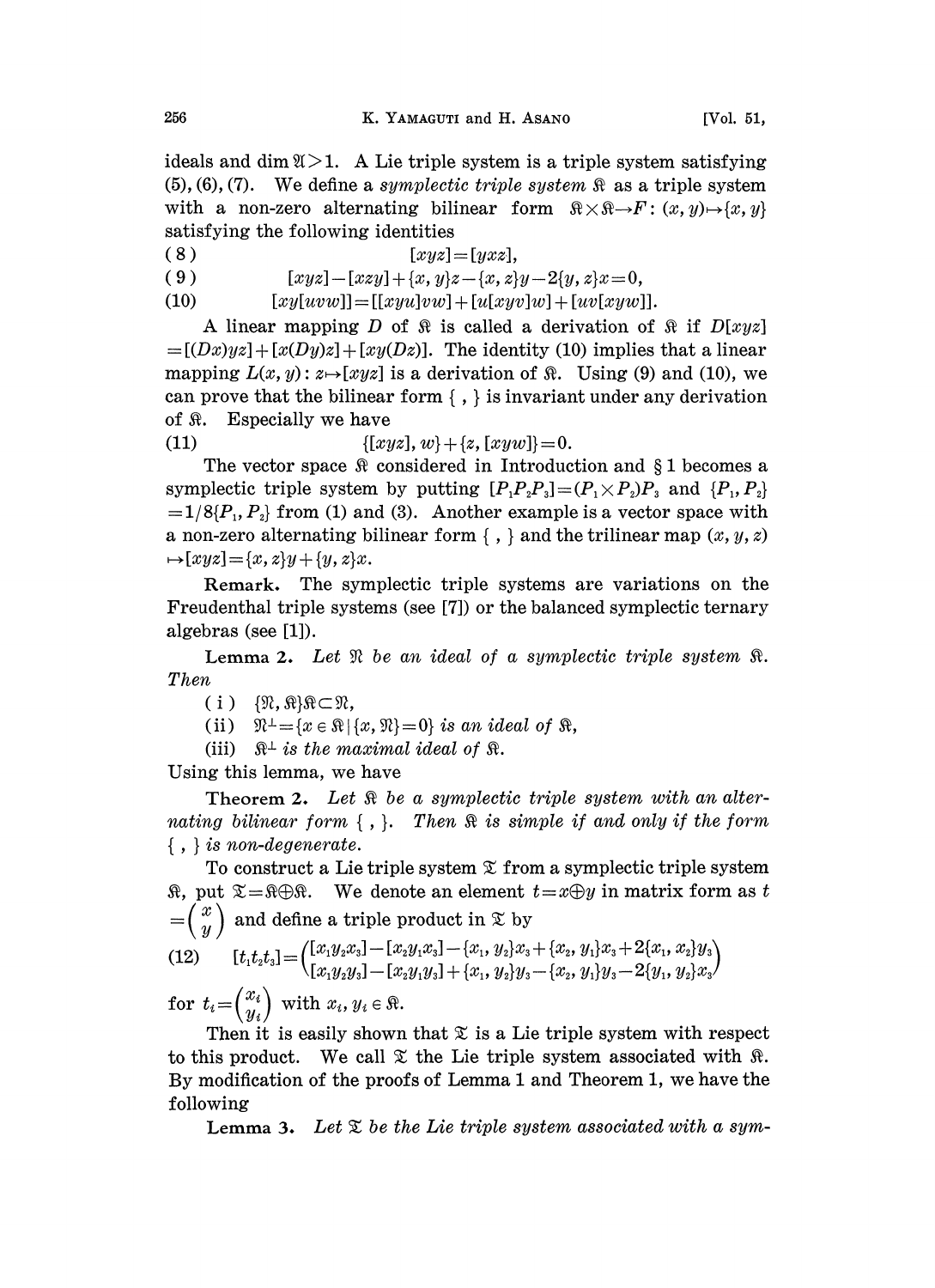ideals and $\dim \mathfrak{A} > 1$. A Lie triple system is a triple system satisfying (5), (6), (7). We define a *symplectic triple system* $\mathfrak{K}$ as a triple system with a non-zero alternating bilinear form $\mathfrak{K} \times \mathfrak{K} \to F : (x, y) \mapsto \{x, y\}$ satisfying the following identities

$$[xyz] = [yxz], \tag{8}$$

$$[xyz] - [xzy] + \{x, y\}z - \{x, z\}y - 2\{y, z\}x = 0, \tag{9}$$

$$[xy[uvw]] = [[xyu]vw] + [u[xyv]w] + [uv[xyw]]. \tag{10}$$

A linear mapping $D$ of $\mathfrak{K}$ is called a derivation of $\mathfrak{K}$ if $D[xyz] = [(Dx)yz] + [x(Dy)z] + [xy(Dz)]$. The identity (10) implies that a linear mapping $L(x, y) : z \mapsto [xyz]$ is a derivation of $\mathfrak{K}$. Using (9) and (10), we can prove that the bilinear form $\{\ ,\ \}$ is invariant under any derivation of $\mathfrak{K}$. Especially we have

$$\{[xyz], w\} + \{z, [xyw]\} = 0. \tag{11}$$

The vector space $\mathfrak{K}$ considered in Introduction and § 1 becomes a symplectic triple system by putting $[P_1 P_2 P_3] = (P_1 \times P_2) P_3$ and $\{P_1, P_2\} = 1/8 \{P_1, P_2\}$ from (1) and (3). Another example is a vector space with a non-zero alternating bilinear form $\{\ ,\ \}$ and the trilinear map $(x, y, z) \mapsto [xyz] = \{x, z\}y + \{y, z\}x$.

**Remark.** The symplectic triple systems are variations on the Freudenthal triple systems (see [7]) or the balanced symplectic ternary algebras (see [1]).

**Lemma 2.** *Let $\mathfrak{N}$ be an ideal of a symplectic triple system $\mathfrak{K}$. Then*

(i) $\{\mathfrak{N}, \mathfrak{K}\}\mathfrak{K} \subset \mathfrak{N}$,

(ii) *$\mathfrak{N}^{\perp} = \{x \in \mathfrak{K} \mid \{x, \mathfrak{N}\} = 0\}$ is an ideal of $\mathfrak{K}$,*

(iii) *$\mathfrak{K}^{\perp}$ is the maximal ideal of $\mathfrak{K}$.*

Using this lemma, we have

**Theorem 2.** *Let $\mathfrak{K}$ be a symplectic triple system with an alternating bilinear form $\{\ ,\ \}$. Then $\mathfrak{K}$ is simple if and only if the form $\{\ ,\ \}$ is non-degenerate.*

To construct a Lie triple system $\mathfrak{T}$ from a symplectic triple system $\mathfrak{K}$, put $\mathfrak{T} = \mathfrak{K} \oplus \mathfrak{K}$. We denote an element $t = x \oplus y$ in matrix form as $t = \begin{pmatrix} x \\ y \end{pmatrix}$ and define a triple product in $\mathfrak{T}$ by

$$[t_1 t_2 t_3] = \begin{pmatrix} [x_1 y_2 x_3] - [x_2 y_1 x_3] - \{x_1, y_2\}x_3 + \{x_2, y_1\}x_3 + 2\{x_1, x_2\}y_3 \\ [x_1 y_2 y_3] - [x_2 y_1 y_3] + \{x_1, y_2\}y_3 - \{x_2, y_1\}y_3 - 2\{y_1, y_2\}x_3 \end{pmatrix} \tag{12}$$

for $t_i = \begin{pmatrix} x_i \\ y_i \end{pmatrix}$ with $x_i, y_i \in \mathfrak{K}$.

Then it is easily shown that $\mathfrak{T}$ is a Lie triple system with respect to this product. We call $\mathfrak{T}$ the Lie triple system associated with $\mathfrak{K}$. By modification of the proofs of Lemma 1 and Theorem 1, we have the following

**Lemma 3.** *Let $\mathfrak{T}$ be the Lie triple system associated with a sym-*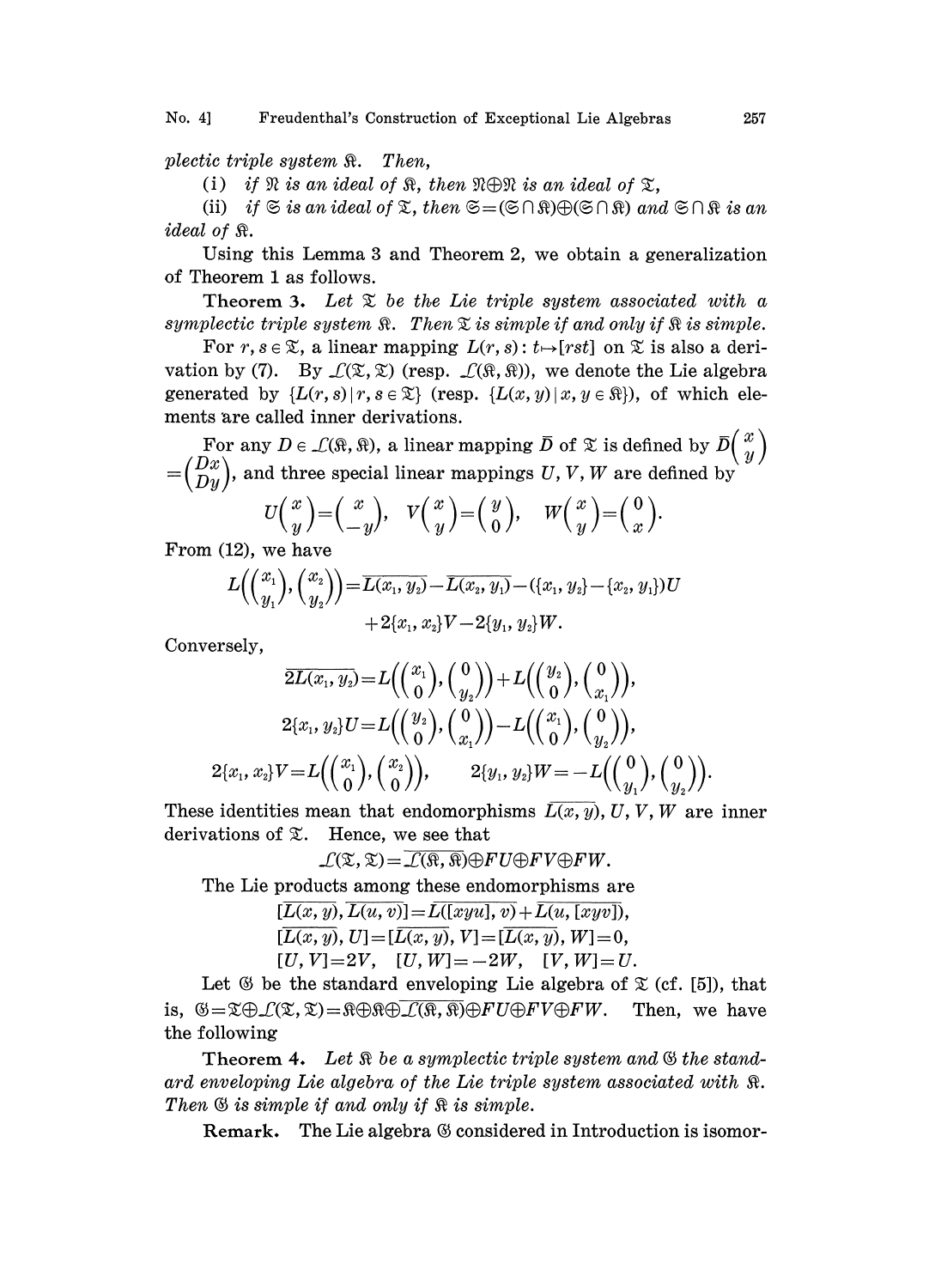plectic triple system $\mathfrak{R}$. Then,

(i) if $\mathfrak{N}$ is an ideal of $\mathfrak{R}$, then $\mathfrak{N}\oplus\mathfrak{N}$ is an ideal of $\mathfrak{T}$,

(ii) if $\mathfrak{S}$ is an ideal of $\mathfrak{T}$, then $\mathfrak{S}=(\mathfrak{S}\cap\mathfrak{R})\oplus(\mathfrak{S}\cap\mathfrak{R})$ and $\mathfrak{S}\cap\mathfrak{R}$ is an ideal of $\mathfrak{R}$.

Using this Lemma 3 and Theorem 2, we obtain a generalization of Theorem 1 as follows.

**Theorem 3.** *Let $\mathfrak{T}$ be the Lie triple system associated with a symplectic triple system $\mathfrak{R}$. Then $\mathfrak{T}$ is simple if and only if $\mathfrak{R}$ is simple.*

For $r, s \in \mathfrak{T}$, a linear mapping $L(r, s)\colon t \mapsto [rst]$ on $\mathfrak{T}$ is also a derivation by (7). By $\mathcal{L}(\mathfrak{T}, \mathfrak{T})$ (resp. $\mathcal{L}(\mathfrak{R}, \mathfrak{R})$), we denote the Lie algebra generated by $\{L(r, s) \mid r, s \in \mathfrak{T}\}$ (resp. $\{L(x, y) \mid x, y \in \mathfrak{R}\}$), of which elements are called inner derivations.

For any $D \in \mathcal{L}(\mathfrak{R}, \mathfrak{R})$, a linear mapping $\bar{D}$ of $\mathfrak{T}$ is defined by $\bar{D}\begin{pmatrix} x \\ y \end{pmatrix} = \begin{pmatrix} Dx \\ Dy \end{pmatrix}$, and three special linear mappings $U, V, W$ are defined by

$$U\begin{pmatrix} x \\ y \end{pmatrix} = \begin{pmatrix} x \\ -y \end{pmatrix}, \quad V\begin{pmatrix} x \\ y \end{pmatrix} = \begin{pmatrix} y \\ 0 \end{pmatrix}, \quad W\begin{pmatrix} x \\ y \end{pmatrix} = \begin{pmatrix} 0 \\ x \end{pmatrix}.$$

From (12), we have

$$L\left(\begin{pmatrix} x_1 \\ y_1 \end{pmatrix}, \begin{pmatrix} x_2 \\ y_2 \end{pmatrix}\right) = \overline{L(x_1, y_2)} - \overline{L(x_2, y_1)} - (\{x_1, y_2\} - \{x_2, y_1\})U$$
$$+ 2\{x_1, x_2\}V - 2\{y_1, y_2\}W.$$

Conversely,

$$\overline{2L(x_1, y_2)} = L\left(\begin{pmatrix} x_1 \\ 0 \end{pmatrix}, \begin{pmatrix} 0 \\ y_2 \end{pmatrix}\right) + L\left(\begin{pmatrix} y_2 \\ 0 \end{pmatrix}, \begin{pmatrix} 0 \\ x_1 \end{pmatrix}\right),$$

$$2\{x_1, y_2\}U = L\left(\begin{pmatrix} y_2 \\ 0 \end{pmatrix}, \begin{pmatrix} 0 \\ x_1 \end{pmatrix}\right) - L\left(\begin{pmatrix} x_1 \\ 0 \end{pmatrix}, \begin{pmatrix} 0 \\ y_2 \end{pmatrix}\right),$$

$$2\{x_1, x_2\}V = L\left(\begin{pmatrix} x_1 \\ 0 \end{pmatrix}, \begin{pmatrix} x_2 \\ 0 \end{pmatrix}\right), \qquad 2\{y_1, y_2\}W = -L\left(\begin{pmatrix} 0 \\ y_1 \end{pmatrix}, \begin{pmatrix} 0 \\ y_2 \end{pmatrix}\right).$$

These identities mean that endomorphisms $\overline{L(x, y)}, U, V, W$ are inner derivations of $\mathfrak{T}$. Hence, we see that

$$\mathcal{L}(\mathfrak{T}, \mathfrak{T}) = \overline{\mathcal{L}(\mathfrak{R}, \mathfrak{R})} \oplus FU \oplus FV \oplus FW.$$

The Lie products among these endomorphisms are

$$[\overline{L(x, y)}, \overline{L(u, v)}] = \overline{L([xyu], v)} + \overline{L(u, [xyv])},$$
$$[\overline{L(x, y)}, U] = [\overline{L(x, y)}, V] = [\overline{L(x, y)}, W] = 0,$$
$$[U, V] = 2V, \quad [U, W] = -2W, \quad [V, W] = U.$$

Let $\mathfrak{G}$ be the standard enveloping Lie algebra of $\mathfrak{T}$ (cf. [5]), that is, $\mathfrak{G} = \mathfrak{T} \oplus \mathcal{L}(\mathfrak{T}, \mathfrak{T}) = \mathfrak{R} \oplus \mathfrak{R} \oplus \overline{\mathcal{L}(\mathfrak{R}, \mathfrak{R})} \oplus FU \oplus FV \oplus FW$. Then, we have the following

**Theorem 4.** *Let $\mathfrak{R}$ be a symplectic triple system and $\mathfrak{G}$ the standard enveloping Lie algebra of the Lie triple system associated with $\mathfrak{R}$. Then $\mathfrak{G}$ is simple if and only if $\mathfrak{R}$ is simple.*

**Remark.** The Lie algebra $\mathfrak{G}$ considered in Introduction is isomor-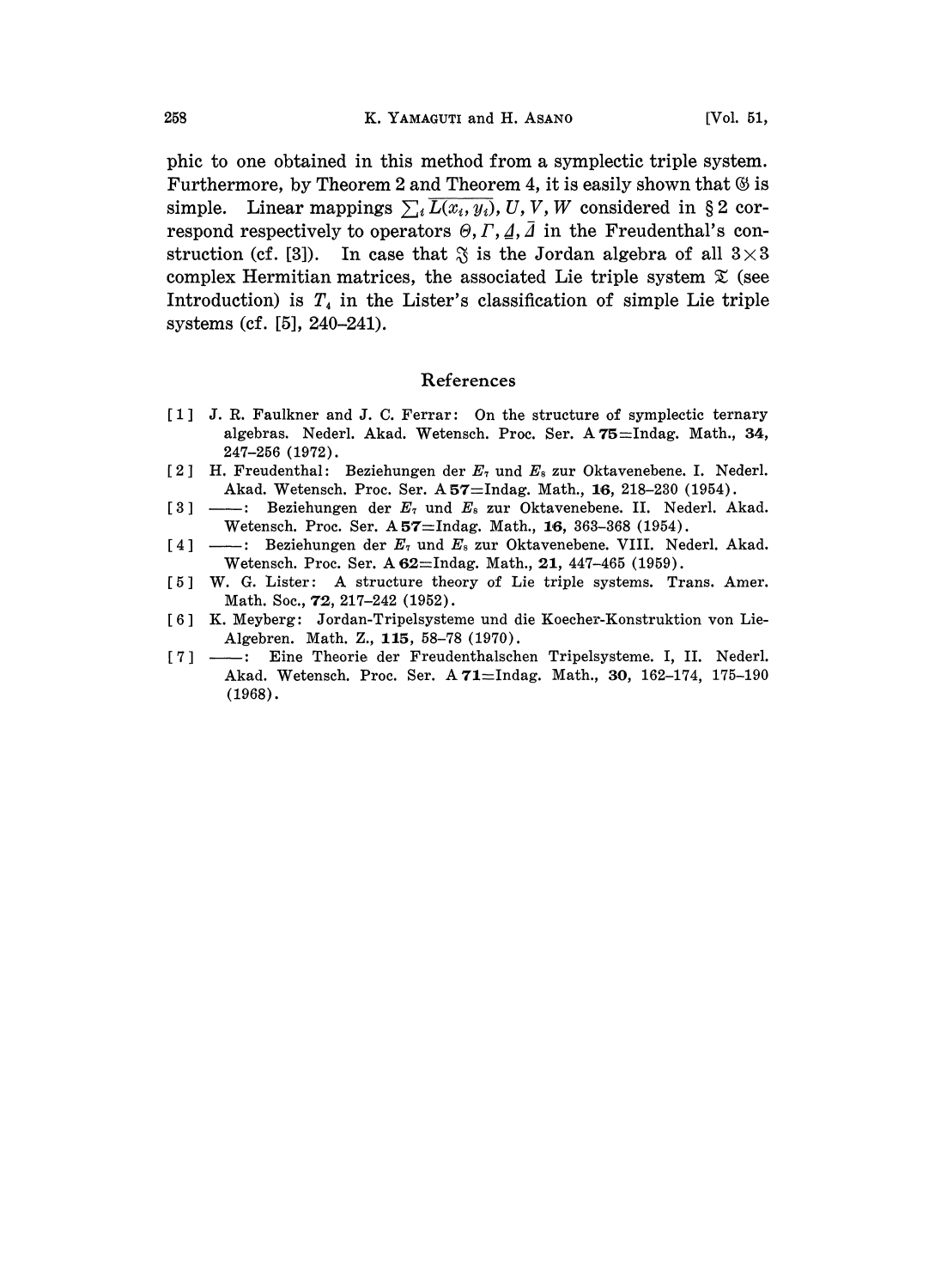phic to one obtained in this method from a symplectic triple system. Furthermore, by Theorem 2 and Theorem 4, it is easily shown that $\mathfrak{S}$ is simple. Linear mappings $\sum_i \overline{L(x_i, y_i)}, U, V, W$ considered in § 2 correspond respectively to operators $\Theta, \Gamma, \underline{\Delta}, \bar{\Delta}$ in the Freudenthal's construction (cf. [3]). In case that $\mathfrak{J}$ is the Jordan algebra of all $3\times 3$ complex Hermitian matrices, the associated Lie triple system $\mathfrak{T}$ (see Introduction) is $T_4$ in the Lister's classification of simple Lie triple systems (cf. [5], 240–241).

## References

[1] J. R. Faulkner and J. C. Ferrar: On the structure of symplectic ternary algebras. Nederl. Akad. Wetensch. Proc. Ser. A **75**=Indag. Math., **34**, 247–256 (1972).

[2] H. Freudenthal: Beziehungen der $E_7$ und $E_8$ zur Oktavenebene. I. Nederl. Akad. Wetensch. Proc. Ser. A **57**=Indag. Math., **16**, 218–230 (1954).

[3] ——: Beziehungen der $E_7$ und $E_8$ zur Oktavenebene. II. Nederl. Akad. Wetensch. Proc. Ser. A **57**=Indag. Math., **16**, 363–368 (1954).

[4] ——: Beziehungen der $E_7$ und $E_8$ zur Oktavenebene. VIII. Nederl. Akad. Wetensch. Proc. Ser. A **62**=Indag. Math., **21**, 447–465 (1959).

[5] W. G. Lister: A structure theory of Lie triple systems. Trans. Amer. Math. Soc., **72**, 217–242 (1952).

[6] K. Meyberg: Jordan-Tripelsysteme und die Koecher-Konstruktion von Lie-Algebren. Math. Z., **115**, 58–78 (1970).

[7] ——: Eine Theorie der Freudenthalschen Tripelsysteme. I, II. Nederl. Akad. Wetensch. Proc. Ser. A **71**=Indag. Math., **30**, 162–174, 175–190 (1968).